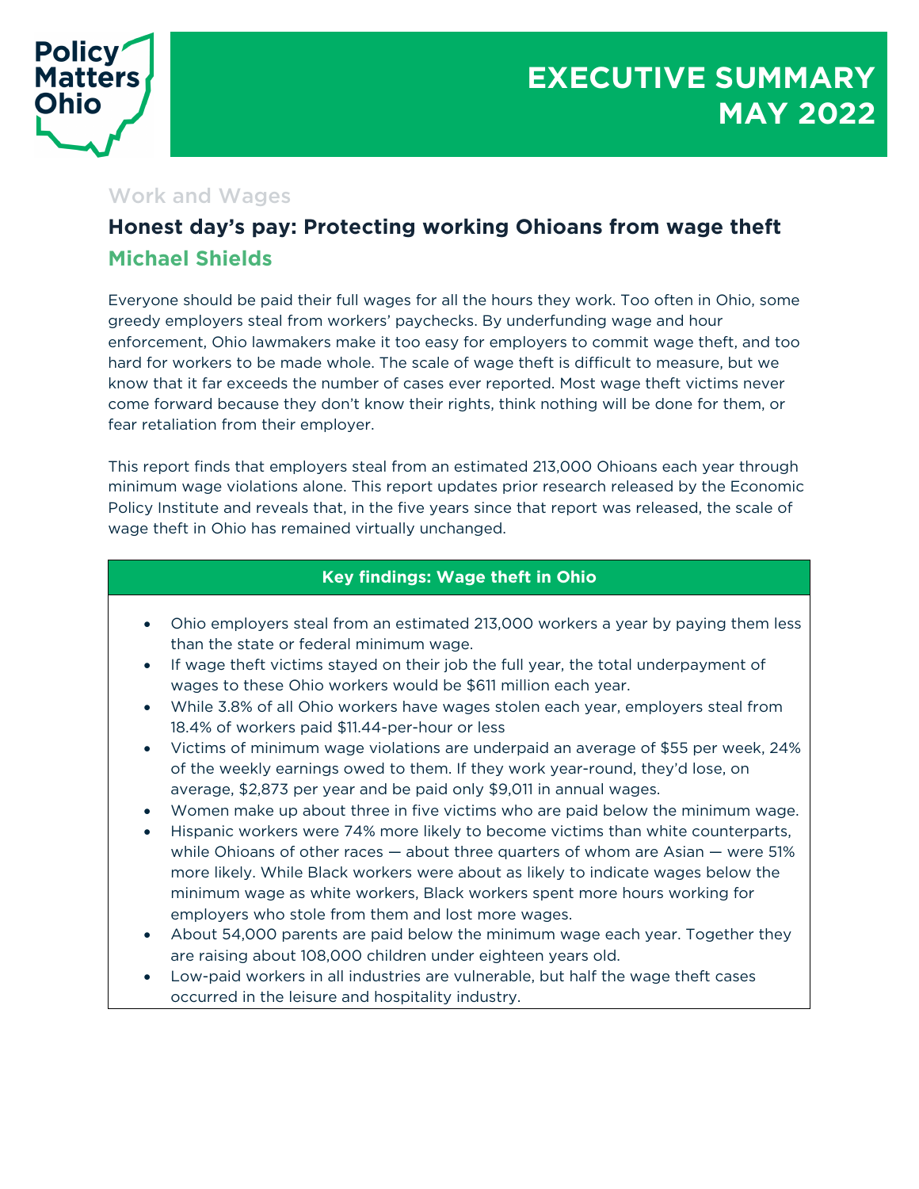Policy Matters Ohio

# EXECUTIVE SUMMARY MAY 2022

Work and Wages

## Honest day's pay: Protecting working Ohioans from wage theft

**Michael Shields**

Everyone should be paid their full wages for all the hours they work. Too often in Ohio, some greedy employers steal from workers' paychecks. By underfunding wage and hour enforcement, Ohio lawmakers make it too easy for employers to commit wage theft, and too hard for workers to be made whole. The scale of wage theft is difficult to measure, but we know that it far exceeds the number of cases ever reported. Most wage theft victims never come forward because they don't know their rights, think nothing will be done for them, or fear retaliation from their employer.

This report finds that employers steal from an estimated 213,000 Ohioans each year through minimum wage violations alone. This report updates prior research released by the Economic Policy Institute and reveals that, in the five years since that report was released, the scale of wage theft in Ohio has remained virtually unchanged.

### Key findings: Wage theft in Ohio

- Ohio employers steal from an estimated 213,000 workers a year by paying them less than the state or federal minimum wage.
- If wage theft victims stayed on their job the full year, the total underpayment of wages to these Ohio workers would be $611 million each year.
- While 3.8% of all Ohio workers have wages stolen each year, employers steal from 18.4% of workers paid $11.44-per-hour or less
- Victims of minimum wage violations are underpaid an average of $55 per week, 24% of the weekly earnings owed to them. If they work year-round, they'd lose, on average, $2,873 per year and be paid only $9,011 in annual wages.
- Women make up about three in five victims who are paid below the minimum wage.
- Hispanic workers were 74% more likely to become victims than white counterparts, while Ohioans of other races — about three quarters of whom are Asian — were 51% more likely. While Black workers were about as likely to indicate wages below the minimum wage as white workers, Black workers spent more hours working for employers who stole from them and lost more wages.
- About 54,000 parents are paid below the minimum wage each year. Together they are raising about 108,000 children under eighteen years old.
- Low-paid workers in all industries are vulnerable, but half the wage theft cases occurred in the leisure and hospitality industry.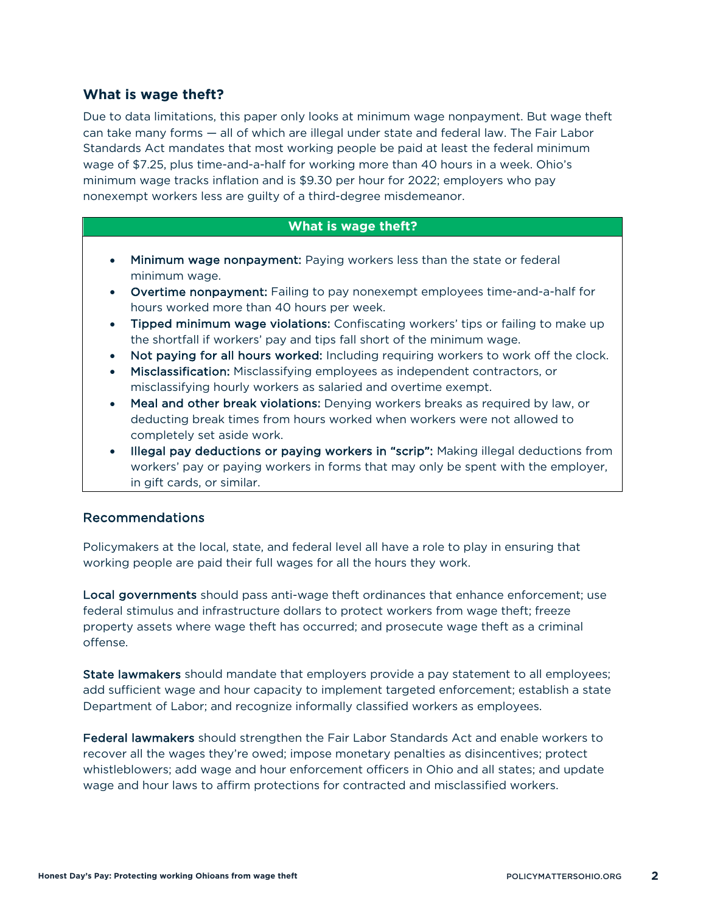## What is wage theft?

Due to data limitations, this paper only looks at minimum wage nonpayment. But wage theft can take many forms — all of which are illegal under state and federal law. The Fair Labor Standards Act mandates that most working people be paid at least the federal minimum wage of $7.25, plus time-and-a-half for working more than 40 hours in a week. Ohio's minimum wage tracks inflation and is $9.30 per hour for 2022; employers who pay nonexempt workers less are guilty of a third-degree misdemeanor.

> **What is wage theft?**
>
> - Minimum wage nonpayment: Paying workers less than the state or federal minimum wage.
> - Overtime nonpayment: Failing to pay nonexempt employees time-and-a-half for hours worked more than 40 hours per week.
> - Tipped minimum wage violations: Confiscating workers' tips or failing to make up the shortfall if workers' pay and tips fall short of the minimum wage.
> - Not paying for all hours worked: Including requiring workers to work off the clock.
> - Misclassification: Misclassifying employees as independent contractors, or misclassifying hourly workers as salaried and overtime exempt.
> - Meal and other break violations: Denying workers breaks as required by law, or deducting break times from hours worked when workers were not allowed to completely set aside work.
> - Illegal pay deductions or paying workers in "scrip": Making illegal deductions from workers' pay or paying workers in forms that may only be spent with the employer, in gift cards, or similar.

### Recommendations

Policymakers at the local, state, and federal level all have a role to play in ensuring that working people are paid their full wages for all the hours they work.

Local governments should pass anti-wage theft ordinances that enhance enforcement; use federal stimulus and infrastructure dollars to protect workers from wage theft; freeze property assets where wage theft has occurred; and prosecute wage theft as a criminal offense.

State lawmakers should mandate that employers provide a pay statement to all employees; add sufficient wage and hour capacity to implement targeted enforcement; establish a state Department of Labor; and recognize informally classified workers as employees.

Federal lawmakers should strengthen the Fair Labor Standards Act and enable workers to recover all the wages they're owed; impose monetary penalties as disincentives; protect whistleblowers; add wage and hour enforcement officers in Ohio and all states; and update wage and hour laws to affirm protections for contracted and misclassified workers.